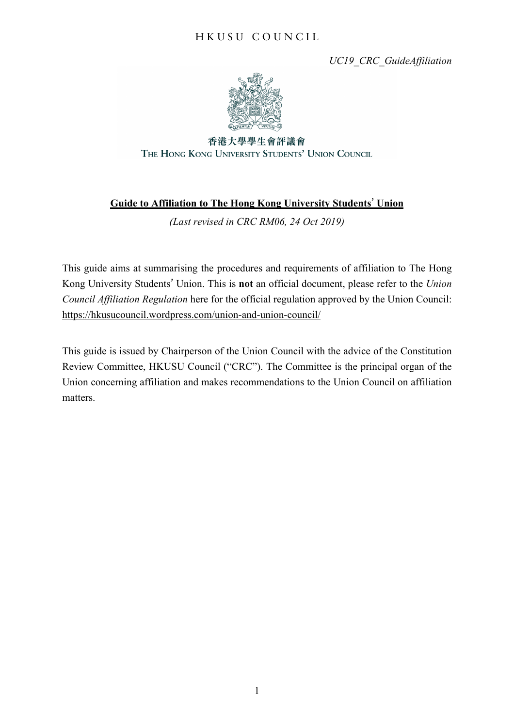HKUSU COUNCIL

*UC19_CRC_GuideAffiliation*

香港大學學生會評議會
THE HONG KONG UNIVERSITY STUDENTS' UNION COUNCIL

**Guide to Affiliation to The Hong Kong University Students' Union**

*(Last revised in CRC RM06, 24 Oct 2019)*

This guide aims at summarising the procedures and requirements of affiliation to The Hong Kong University Students' Union. This is **not** an official document, please refer to the *Union Council Affiliation Regulation* here for the official regulation approved by the Union Council: https://hkusucouncil.wordpress.com/union-and-union-council/

This guide is issued by Chairperson of the Union Council with the advice of the Constitution Review Committee, HKUSU Council ("CRC"). The Committee is the principal organ of the Union concerning affiliation and makes recommendations to the Union Council on affiliation matters.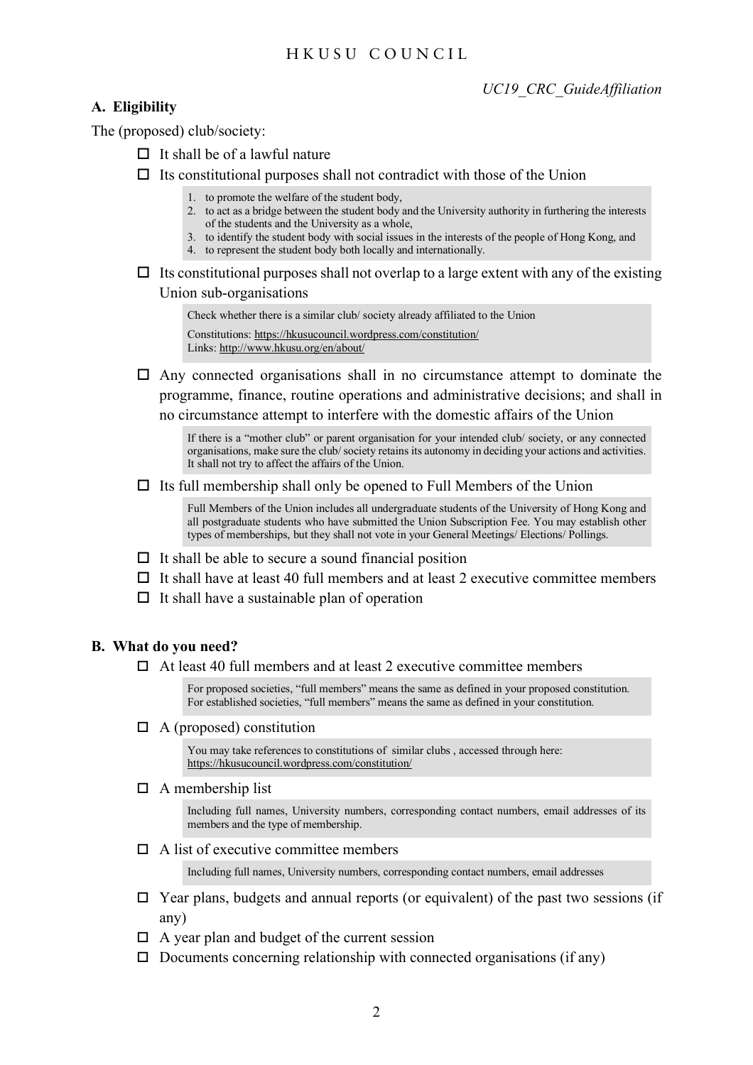*UC19_CRC_GuideAffiliation*

## A. Eligibility

The (proposed) club/society:

- ☐ It shall be of a lawful nature
- ☐ Its constitutional purposes shall not contradict with those of the Union

  > 1. to promote the welfare of the student body,
  > 2. to act as a bridge between the student body and the University authority in furthering the interests of the students and the University as a whole,
  > 3. to identify the student body with social issues in the interests of the people of Hong Kong, and
  > 4. to represent the student body both locally and internationally.

- ☐ Its constitutional purposes shall not overlap to a large extent with any of the existing Union sub-organisations

  > Check whether there is a similar club/ society already affiliated to the Union
  >
  > Constitutions: https://hkusucouncil.wordpress.com/constitution/
  > Links: http://www.hkusu.org/en/about/

- ☐ Any connected organisations shall in no circumstance attempt to dominate the programme, finance, routine operations and administrative decisions; and shall in no circumstance attempt to interfere with the domestic affairs of the Union

  > If there is a "mother club" or parent organisation for your intended club/ society, or any connected organisations, make sure the club/ society retains its autonomy in deciding your actions and activities. It shall not try to affect the affairs of the Union.

- ☐ Its full membership shall only be opened to Full Members of the Union

  > Full Members of the Union includes all undergraduate students of the University of Hong Kong and all postgraduate students who have submitted the Union Subscription Fee. You may establish other types of memberships, but they shall not vote in your General Meetings/ Elections/ Pollings.

- ☐ It shall be able to secure a sound financial position
- ☐ It shall have at least 40 full members and at least 2 executive committee members
- ☐ It shall have a sustainable plan of operation

## B. What do you need?

- ☐ At least 40 full members and at least 2 executive committee members

  > For proposed societies, "full members" means the same as defined in your proposed constitution. For established societies, "full members" means the same as defined in your constitution.

- ☐ A (proposed) constitution

  > You may take references to constitutions of similar clubs , accessed through here: https://hkusucouncil.wordpress.com/constitution/

- ☐ A membership list

  > Including full names, University numbers, corresponding contact numbers, email addresses of its members and the type of membership.

- ☐ A list of executive committee members

  > Including full names, University numbers, corresponding contact numbers, email addresses

- ☐ Year plans, budgets and annual reports (or equivalent) of the past two sessions (if any)
- ☐ A year plan and budget of the current session
- ☐ Documents concerning relationship with connected organisations (if any)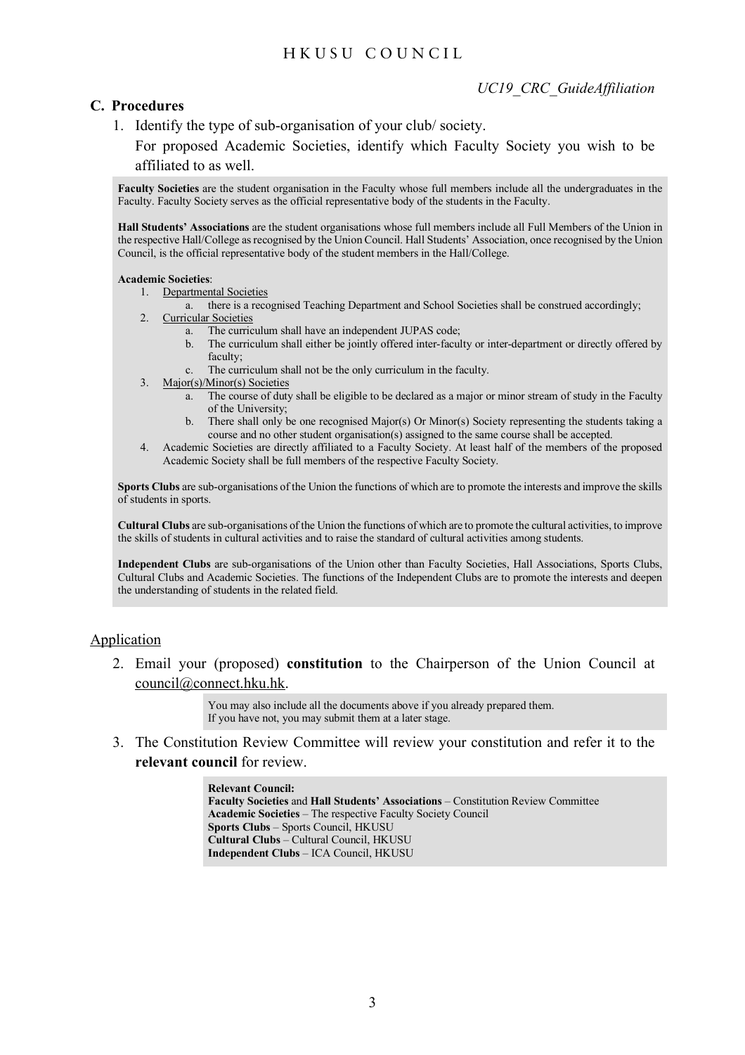*UC19_CRC_GuideAffiliation*

## C. Procedures

1. Identify the type of sub-organisation of your club/ society.

   For proposed Academic Societies, identify which Faculty Society you wish to be affiliated to as well.

> **Faculty Societies** are the student organisation in the Faculty whose full members include all the undergraduates in the Faculty. Faculty Society serves as the official representative body of the students in the Faculty.
>
> **Hall Students' Associations** are the student organisations whose full members include all Full Members of the Union in the respective Hall/College as recognised by the Union Council. Hall Students' Association, once recognised by the Union Council, is the official representative body of the student members in the Hall/College.
>
> **Academic Societies**:
>
> 1. Departmental Societies
>    a. there is a recognised Teaching Department and School Societies shall be construed accordingly;
> 2. Curricular Societies
>    a. The curriculum shall have an independent JUPAS code;
>    b. The curriculum shall either be jointly offered inter-faculty or inter-department or directly offered by faculty;
>    c. The curriculum shall not be the only curriculum in the faculty.
> 3. Major(s)/Minor(s) Societies
>    a. The course of duty shall be eligible to be declared as a major or minor stream of study in the Faculty of the University;
>    b. There shall only be one recognised Major(s) Or Minor(s) Society representing the students taking a course and no other student organisation(s) assigned to the same course shall be accepted.
> 4. Academic Societies are directly affiliated to a Faculty Society. At least half of the members of the proposed Academic Society shall be full members of the respective Faculty Society.
>
> **Sports Clubs** are sub-organisations of the Union the functions of which are to promote the interests and improve the skills of students in sports.
>
> **Cultural Clubs** are sub-organisations of the Union the functions of which are to promote the cultural activities, to improve the skills of students in cultural activities and to raise the standard of cultural activities among students.
>
> **Independent Clubs** are sub-organisations of the Union other than Faculty Societies, Hall Associations, Sports Clubs, Cultural Clubs and Academic Societies. The functions of the Independent Clubs are to promote the interests and deepen the understanding of students in the related field.

### Application

2. Email your (proposed) **constitution** to the Chairperson of the Union Council at council@connect.hku.hk.

   > You may also include all the documents above if you already prepared them.
   > If you have not, you may submit them at a later stage.

3. The Constitution Review Committee will review your constitution and refer it to the **relevant council** for review.

   > **Relevant Council:**
   > **Faculty Societies** and **Hall Students' Associations** – Constitution Review Committee
   > **Academic Societies** – The respective Faculty Society Council
   > **Sports Clubs** – Sports Council, HKUSU
   > **Cultural Clubs** – Cultural Council, HKUSU
   > **Independent Clubs** – ICA Council, HKUSU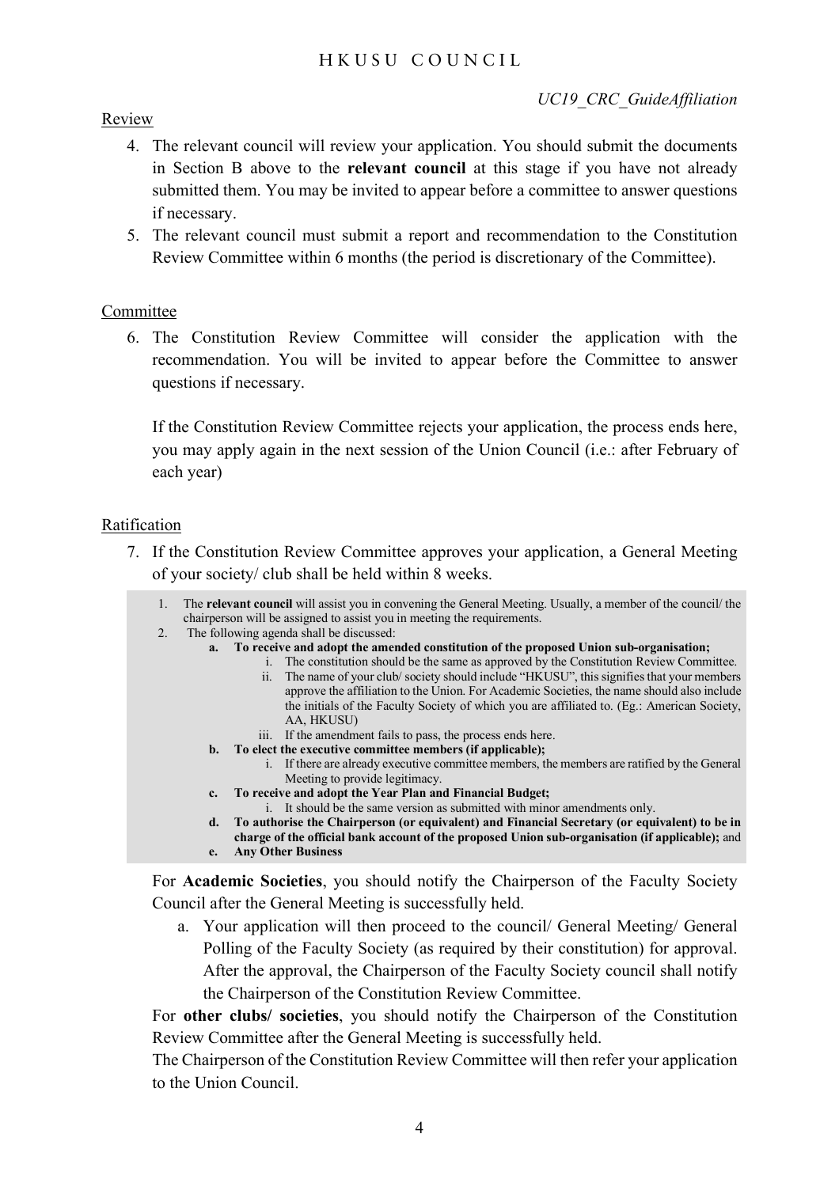Review

4. The relevant council will review your application. You should submit the documents in Section B above to the **relevant council** at this stage if you have not already submitted them. You may be invited to appear before a committee to answer questions if necessary.
5. The relevant council must submit a report and recommendation to the Constitution Review Committee within 6 months (the period is discretionary of the Committee).

Committee

6. The Constitution Review Committee will consider the application with the recommendation. You will be invited to appear before the Committee to answer questions if necessary.

   If the Constitution Review Committee rejects your application, the process ends here, you may apply again in the next session of the Union Council (i.e.: after February of each year)

Ratification

7. If the Constitution Review Committee approves your application, a General Meeting of your society/ club shall be held within 8 weeks.

   1. The **relevant council** will assist you in convening the General Meeting. Usually, a member of the council/ the chairperson will be assigned to assist you in meeting the requirements.
   2. The following agenda shall be discussed:
      a. **To receive and adopt the amended constitution of the proposed Union sub-organisation;**
         i. The constitution should be the same as approved by the Constitution Review Committee.
         ii. The name of your club/ society should include "HKUSU", this signifies that your members approve the affiliation to the Union. For Academic Societies, the name should also include the initials of the Faculty Society of which you are affiliated to. (Eg.: American Society, AA, HKUSU)
         iii. If the amendment fails to pass, the process ends here.
      b. **To elect the executive committee members (if applicable);**
         i. If there are already executive committee members, the members are ratified by the General Meeting to provide legitimacy.
      c. **To receive and adopt the Year Plan and Financial Budget;**
         i. It should be the same version as submitted with minor amendments only.
      d. **To authorise the Chairperson (or equivalent) and Financial Secretary (or equivalent) to be in charge of the official bank account of the proposed Union sub-organisation (if applicable);** and
      e. **Any Other Business**

   For **Academic Societies**, you should notify the Chairperson of the Faculty Society Council after the General Meeting is successfully held.

   a. Your application will then proceed to the council/ General Meeting/ General Polling of the Faculty Society (as required by their constitution) for approval. After the approval, the Chairperson of the Faculty Society council shall notify the Chairperson of the Constitution Review Committee.

   For **other clubs/ societies**, you should notify the Chairperson of the Constitution Review Committee after the General Meeting is successfully held.

   The Chairperson of the Constitution Review Committee will then refer your application to the Union Council.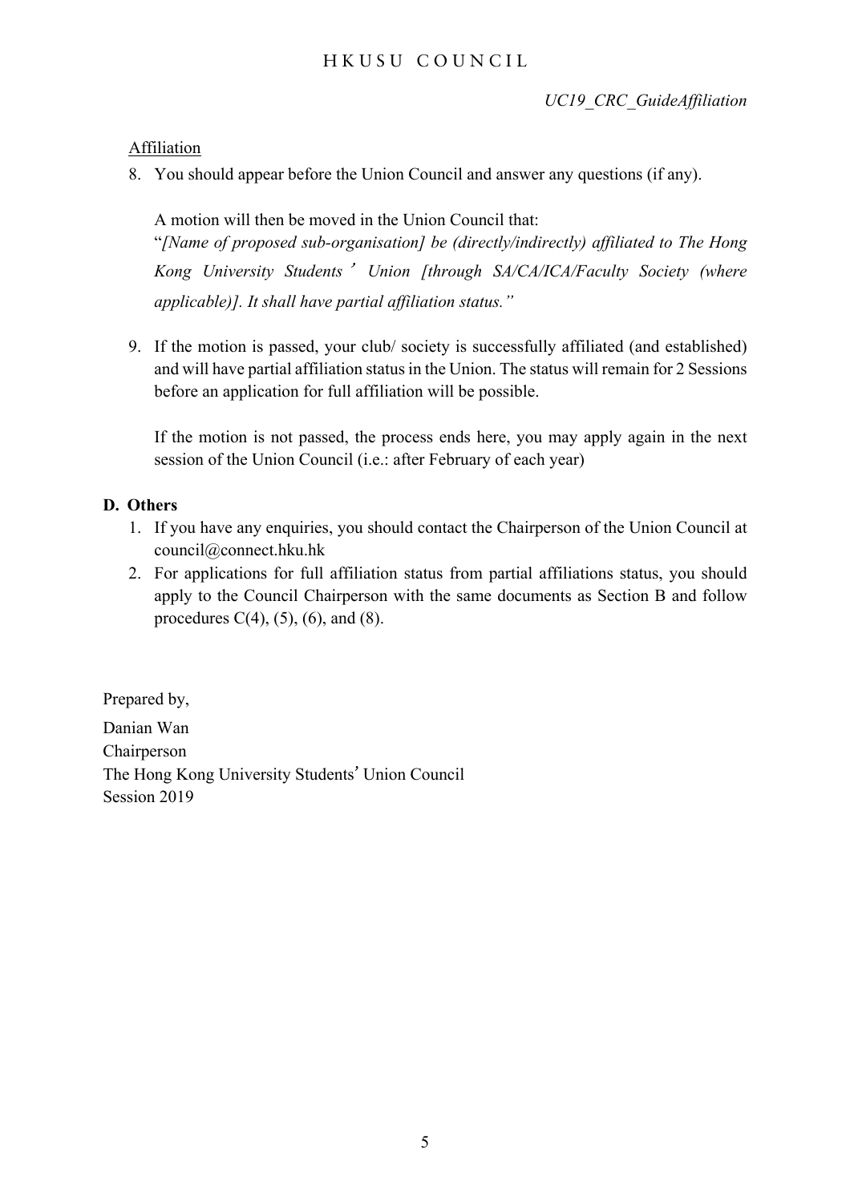Affiliation

8. You should appear before the Union Council and answer any questions (if any).

   A motion will then be moved in the Union Council that:
   "*[Name of proposed sub-organisation] be (directly/indirectly) affiliated to The Hong Kong University Students' Union [through SA/CA/ICA/Faculty Society (where applicable)]. It shall have partial affiliation status."*

9. If the motion is passed, your club/ society is successfully affiliated (and established) and will have partial affiliation status in the Union. The status will remain for 2 Sessions before an application for full affiliation will be possible.

   If the motion is not passed, the process ends here, you may apply again in the next session of the Union Council (i.e.: after February of each year)

**D. Others**

1. If you have any enquiries, you should contact the Chairperson of the Union Council at council@connect.hku.hk
2. For applications for full affiliation status from partial affiliations status, you should apply to the Council Chairperson with the same documents as Section B and follow procedures C(4), (5), (6), and (8).

Prepared by,

Danian Wan
Chairperson
The Hong Kong University Students' Union Council
Session 2019